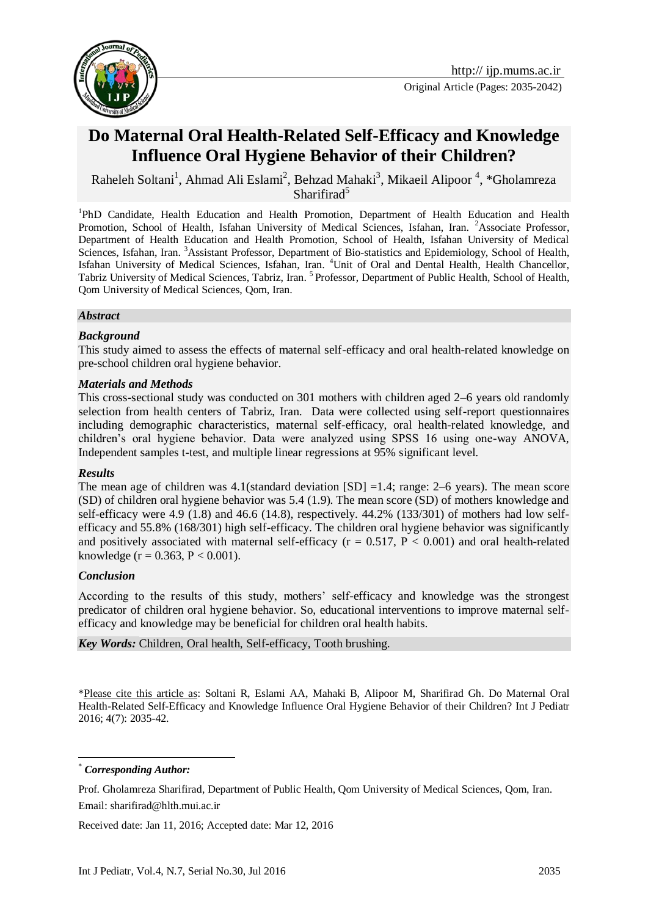http:// ijp.mums.ac.ir

Original Article (Pages: 2035-2042)

# Do Maternal Oral Health-Related Self-Efficacy and Knowledge Influence Oral Hygiene Behavior of their Children?

Raheleh Soltani[1], Ahmad Ali Eslami[2], Behzad Mahaki[3], Mikaeil Alipoor [4], *Gholamreza Sharifirad[5]

[1]PhD Candidate, Health Education and Health Promotion, Department of Health Education and Health Promotion, School of Health, Isfahan University of Medical Sciences, Isfahan, Iran. [2]Associate Professor, Department of Health Education and Health Promotion, School of Health, Isfahan University of Medical Sciences, Isfahan, Iran. [3]Assistant Professor, Department of Bio-statistics and Epidemiology, School of Health, Isfahan University of Medical Sciences, Isfahan, Iran. [4]Unit of Oral and Dental Health, Health Chancellor, Tabriz University of Medical Sciences, Tabriz, Iran. [5] Professor, Department of Public Health, School of Health, Qom University of Medical Sciences, Qom, Iran.

## *Abstract*

### *Background*

This study aimed to assess the effects of maternal self-efficacy and oral health-related knowledge on pre-school children oral hygiene behavior.

### *Materials and Methods*

This cross-sectional study was conducted on 301 mothers with children aged 2–6 years old randomly selection from health centers of Tabriz, Iran. Data were collected using self-report questionnaires including demographic characteristics, maternal self-efficacy, oral health-related knowledge, and children's oral hygiene behavior. Data were analyzed using SPSS 16 using one-way ANOVA, Independent samples t-test, and multiple linear regressions at 95% significant level.

### *Results*

The mean age of children was 4.1(standard deviation [SD] =1.4; range: 2–6 years). The mean score (SD) of children oral hygiene behavior was 5.4 (1.9). The mean score (SD) of mothers knowledge and self-efficacy were 4.9 (1.8) and 46.6 (14.8), respectively. 44.2% (133/301) of mothers had low self-efficacy and 55.8% (168/301) high self-efficacy. The children oral hygiene behavior was significantly and positively associated with maternal self-efficacy ($r = 0.517$, $P < 0.001$) and oral health-related knowledge ($r = 0.363$, $P < 0.001$).

### *Conclusion*

According to the results of this study, mothers' self-efficacy and knowledge was the strongest predicator of children oral hygiene behavior. So, educational interventions to improve maternal self-efficacy and knowledge may be beneficial for children oral health habits.

***Key Words:*** Children, Oral health, Self-efficacy, Tooth brushing.

*Please cite this article as: Soltani R, Eslami AA, Mahaki B, Alipoor M, Sharifirad Gh. Do Maternal Oral Health-Related Self-Efficacy and Knowledge Influence Oral Hygiene Behavior of their Children? Int J Pediatr 2016; 4(7): 2035-42.

---

* ***Corresponding Author:***

Prof. Gholamreza Sharifirad, Department of Public Health, Qom University of Medical Sciences, Qom, Iran.

Email: sharifirad@hlth.mui.ac.ir

Received date: Jan 11, 2016; Accepted date: Mar 12, 2016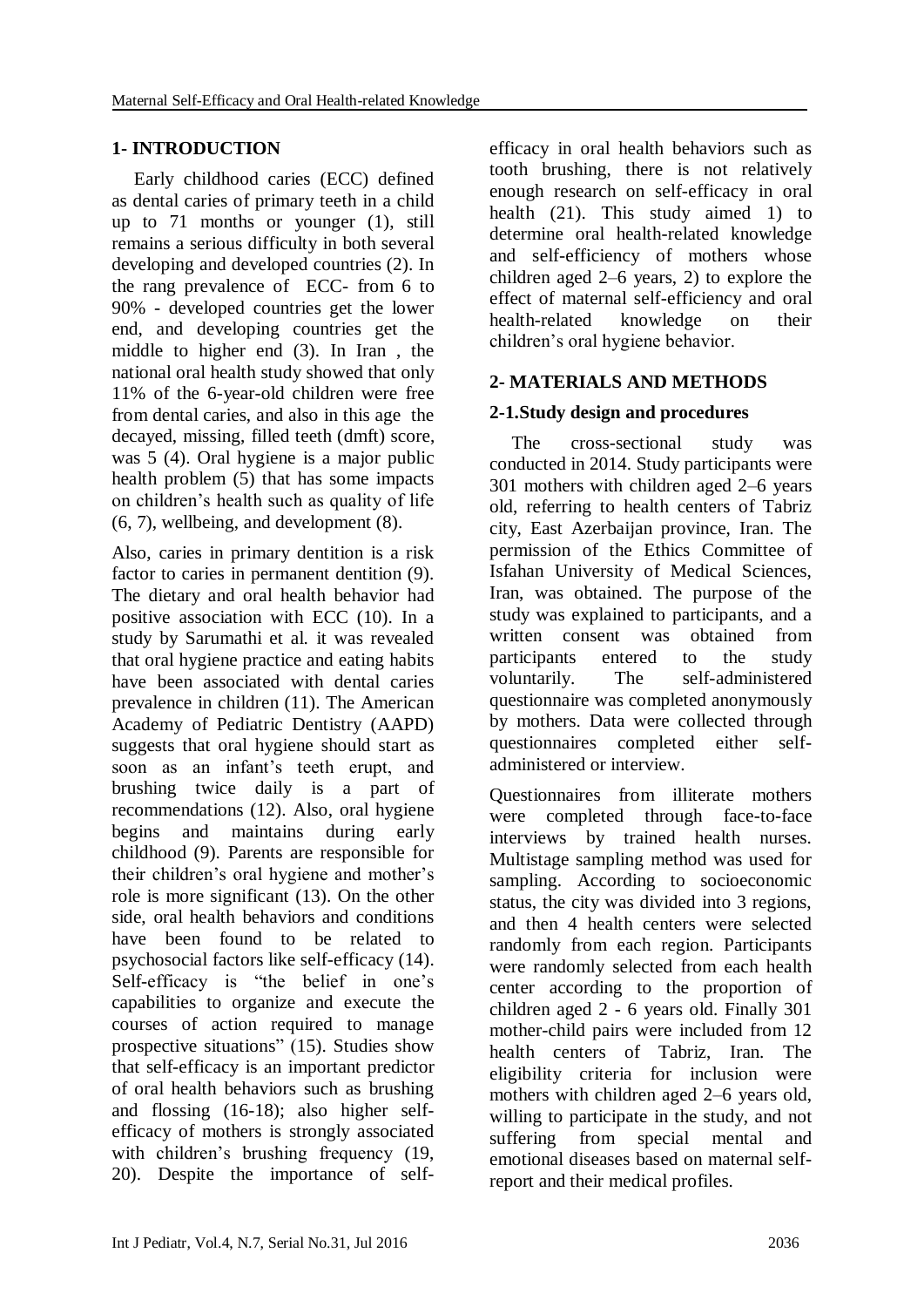## 1- INTRODUCTION

Early childhood caries (ECC) defined as dental caries of primary teeth in a child up to 71 months or younger (1), still remains a serious difficulty in both several developing and developed countries (2). In the rang prevalence of ECC- from 6 to 90% - developed countries get the lower end, and developing countries get the middle to higher end (3). In Iran , the national oral health study showed that only 11% of the 6-year-old children were free from dental caries, and also in this age the decayed, missing, filled teeth (dmft) score, was 5 (4). Oral hygiene is a major public health problem (5) that has some impacts on children's health such as quality of life (6, 7), wellbeing, and development (8).

Also, caries in primary dentition is a risk factor to caries in permanent dentition (9). The dietary and oral health behavior had positive association with ECC (10). In a study by Sarumathi et al. it was revealed that oral hygiene practice and eating habits have been associated with dental caries prevalence in children (11). The American Academy of Pediatric Dentistry (AAPD) suggests that oral hygiene should start as soon as an infant's teeth erupt, and brushing twice daily is a part of recommendations (12). Also, oral hygiene begins and maintains during early childhood (9). Parents are responsible for their children's oral hygiene and mother's role is more significant (13). On the other side, oral health behaviors and conditions have been found to be related to psychosocial factors like self-efficacy (14). Self-efficacy is "the belief in one's capabilities to organize and execute the courses of action required to manage prospective situations" (15). Studies show that self-efficacy is an important predictor of oral health behaviors such as brushing and flossing (16-18); also higher self-efficacy of mothers is strongly associated with children's brushing frequency (19, 20). Despite the importance of self-efficacy in oral health behaviors such as tooth brushing, there is not relatively enough research on self-efficacy in oral health (21). This study aimed 1) to determine oral health-related knowledge and self-efficiency of mothers whose children aged 2–6 years, 2) to explore the effect of maternal self-efficiency and oral health-related knowledge on their children's oral hygiene behavior.

## 2- MATERIALS AND METHODS

### 2-1.Study design and procedures

The cross-sectional study was conducted in 2014. Study participants were 301 mothers with children aged 2–6 years old, referring to health centers of Tabriz city, East Azerbaijan province, Iran. The permission of the Ethics Committee of Isfahan University of Medical Sciences, Iran, was obtained. The purpose of the study was explained to participants, and a written consent was obtained from participants entered to the study voluntarily. The self-administered questionnaire was completed anonymously by mothers. Data were collected through questionnaires completed either self-administered or interview.

Questionnaires from illiterate mothers were completed through face-to-face interviews by trained health nurses. Multistage sampling method was used for sampling. According to socioeconomic status, the city was divided into 3 regions, and then 4 health centers were selected randomly from each region. Participants were randomly selected from each health center according to the proportion of children aged 2 - 6 years old. Finally 301 mother-child pairs were included from 12 health centers of Tabriz, Iran. The eligibility criteria for inclusion were mothers with children aged 2–6 years old, willing to participate in the study, and not suffering from special mental and emotional diseases based on maternal self-report and their medical profiles.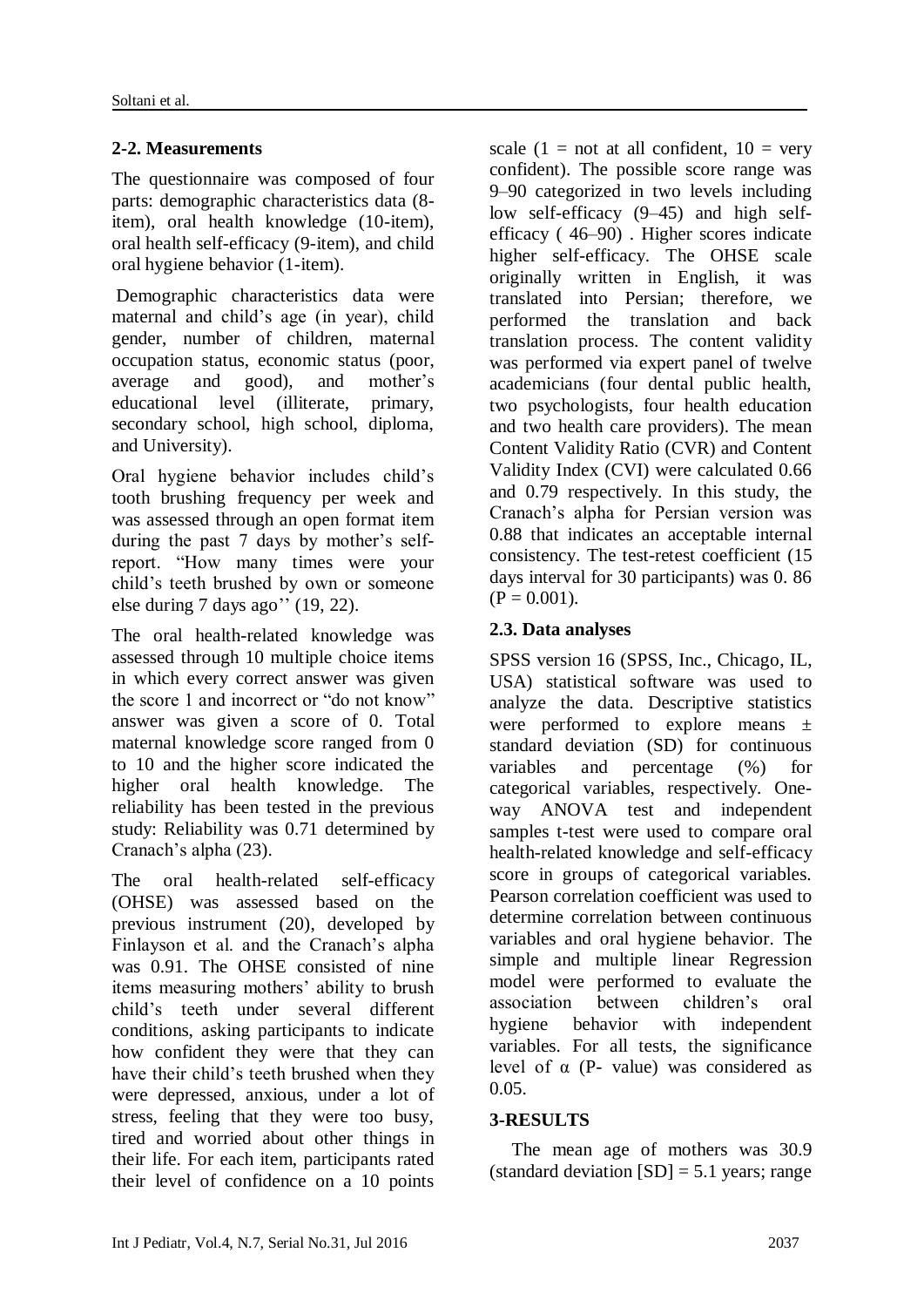### 2-2. Measurements

The questionnaire was composed of four parts: demographic characteristics data (8-item), oral health knowledge (10-item), oral health self-efficacy (9-item), and child oral hygiene behavior (1-item).

Demographic characteristics data were maternal and child's age (in year), child gender, number of children, maternal occupation status, economic status (poor, average and good), and mother's educational level (illiterate, primary, secondary school, high school, diploma, and University).

Oral hygiene behavior includes child's tooth brushing frequency per week and was assessed through an open format item during the past 7 days by mother's self-report. "How many times were your child's teeth brushed by own or someone else during 7 days ago'' (19, 22).

The oral health-related knowledge was assessed through 10 multiple choice items in which every correct answer was given the score 1 and incorrect or "do not know" answer was given a score of 0. Total maternal knowledge score ranged from 0 to 10 and the higher score indicated the higher oral health knowledge. The reliability has been tested in the previous study: Reliability was 0.71 determined by Cranach's alpha (23).

The oral health-related self-efficacy (OHSE) was assessed based on the previous instrument (20), developed by Finlayson et al. and the Cranach's alpha was 0.91. The OHSE consisted of nine items measuring mothers' ability to brush child's teeth under several different conditions, asking participants to indicate how confident they were that they can have their child's teeth brushed when they were depressed, anxious, under a lot of stress, feeling that they were too busy, tired and worried about other things in their life. For each item, participants rated their level of confidence on a 10 points scale (1 = not at all confident, 10 = very confident). The possible score range was 9–90 categorized in two levels including low self-efficacy (9–45) and high self-efficacy ( 46–90) . Higher scores indicate higher self-efficacy. The OHSE scale originally written in English, it was translated into Persian; therefore, we performed the translation and back translation process. The content validity was performed via expert panel of twelve academicians (four dental public health, two psychologists, four health education and two health care providers). The mean Content Validity Ratio (CVR) and Content Validity Index (CVI) were calculated 0.66 and 0.79 respectively. In this study, the Cranach's alpha for Persian version was 0.88 that indicates an acceptable internal consistency. The test-retest coefficient (15 days interval for 30 participants) was 0. 86 ($P = 0.001$).

### 2.3. Data analyses

SPSS version 16 (SPSS, Inc., Chicago, IL, USA) statistical software was used to analyze the data. Descriptive statistics were performed to explore means ± standard deviation (SD) for continuous variables and percentage (%) for categorical variables, respectively. One-way ANOVA test and independent samples t-test were used to compare oral health-related knowledge and self-efficacy score in groups of categorical variables. Pearson correlation coefficient was used to determine correlation between continuous variables and oral hygiene behavior. The simple and multiple linear Regression model were performed to evaluate the association between children's oral hygiene behavior with independent variables. For all tests, the significance level of α (P- value) was considered as 0.05.

## 3-RESULTS

The mean age of mothers was 30.9 (standard deviation [SD] = 5.1 years; range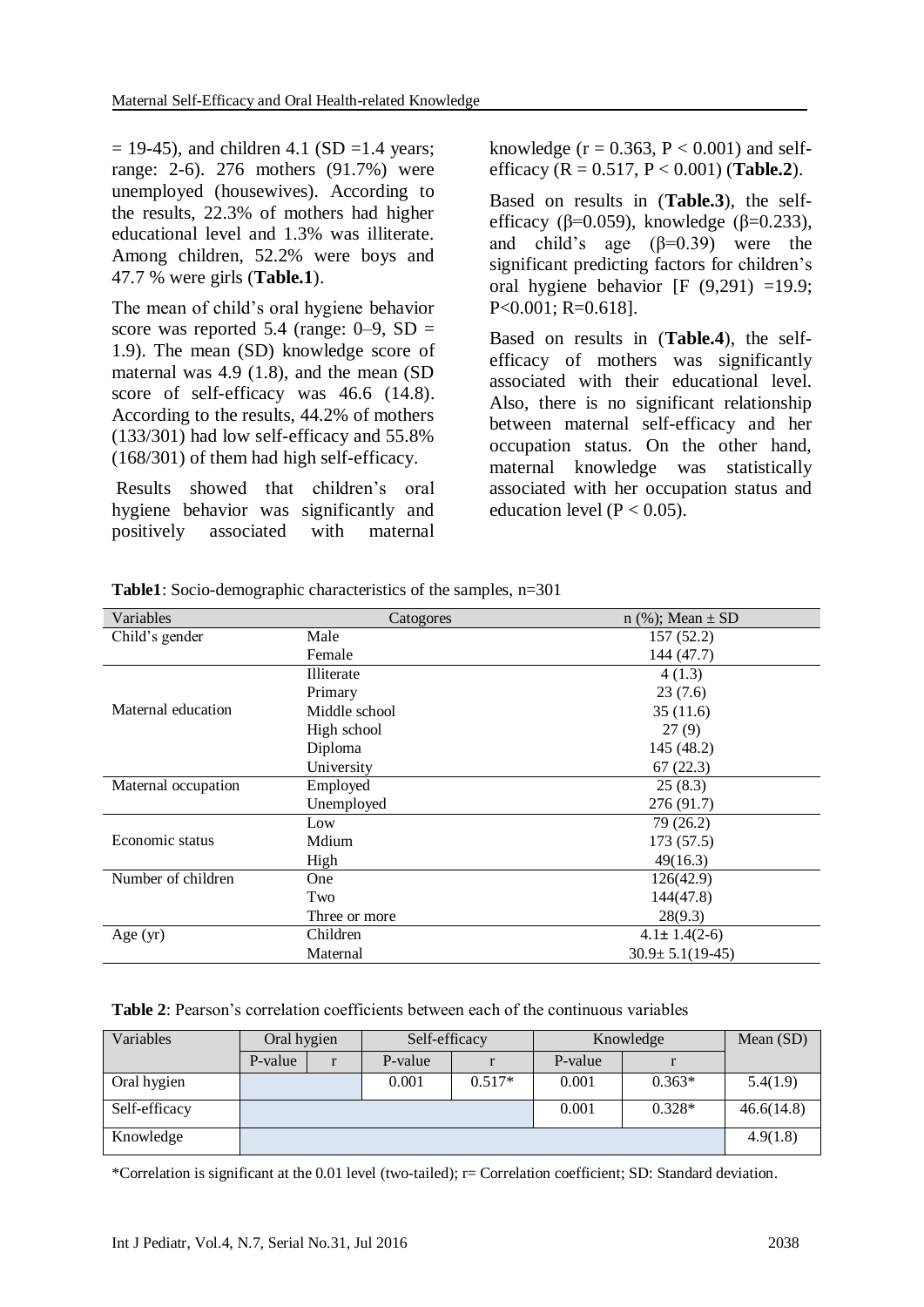= 19-45), and children 4.1 (SD =1.4 years; range: 2-6). 276 mothers (91.7%) were unemployed (housewives). According to the results, 22.3% of mothers had higher educational level and 1.3% was illiterate. Among children, 52.2% were boys and 47.7 % were girls (**Table.1**).

The mean of child's oral hygiene behavior score was reported 5.4 (range: 0–9, SD = 1.9). The mean (SD) knowledge score of maternal was 4.9 (1.8), and the mean (SD score of self-efficacy was 46.6 (14.8). According to the results, 44.2% of mothers (133/301) had low self-efficacy and 55.8% (168/301) of them had high self-efficacy.

Results showed that children's oral hygiene behavior was significantly and positively associated with maternal knowledge ($r = 0.363$, $P < 0.001$) and self-efficacy ($R = 0.517$, $P < 0.001$) (**Table.2**).

Based on results in (**Table.3**), the self-efficacy (β=0.059), knowledge (β=0.233), and child's age (β=0.39) were the significant predicting factors for children's oral hygiene behavior [$F$ (9,291) =19.9; $P<0.001$; R=0.618].

Based on results in (**Table.4**), the self-efficacy of mothers was significantly associated with their educational level. Also, there is no significant relationship between maternal self-efficacy and her occupation status. On the other hand, maternal knowledge was statistically associated with her occupation status and education level ($P < 0.05$).

**Table1**: Socio-demographic characteristics of the samples, n=301

| Variables | Catogores | n (%); Mean ± SD |
|---|---|---|
| Child's gender | Male | 157 (52.2) |
| | Female | 144 (47.7) |
| Maternal education | Illiterate | 4 (1.3) |
| | Primary | 23 (7.6) |
| | Middle school | 35 (11.6) |
| | High school | 27 (9) |
| | Diploma | 145 (48.2) |
| | University | 67 (22.3) |
| Maternal occupation | Employed | 25 (8.3) |
| | Unemployed | 276 (91.7) |
| Economic status | Low | 79 (26.2) |
| | Mdium | 173 (57.5) |
| | High | 49(16.3) |
| Number of children | One | 126(42.9) |
| | Two | 144(47.8) |
| | Three or more | 28(9.3) |
| Age (yr) | Children | 4.1± 1.4(2-6) |
| | Maternal | 30.9± 5.1(19-45) |

**Table 2**: Pearson's correlation coefficients between each of the continuous variables

| Variables | Oral hygien | | Self-efficacy | | Knowledge | | Mean (SD) |
|---|---|---|---|---|---|---|---|
| | P-value | r | P-value | r | P-value | r | |
| Oral hygien | | | 0.001 | 0.517* | 0.001 | 0.363* | 5.4(1.9) |
| Self-efficacy | | | | | 0.001 | 0.328* | 46.6(14.8) |
| Knowledge | | | | | | | 4.9(1.8) |

*Correlation is significant at the 0.01 level (two-tailed); r= Correlation coefficient; SD: Standard deviation.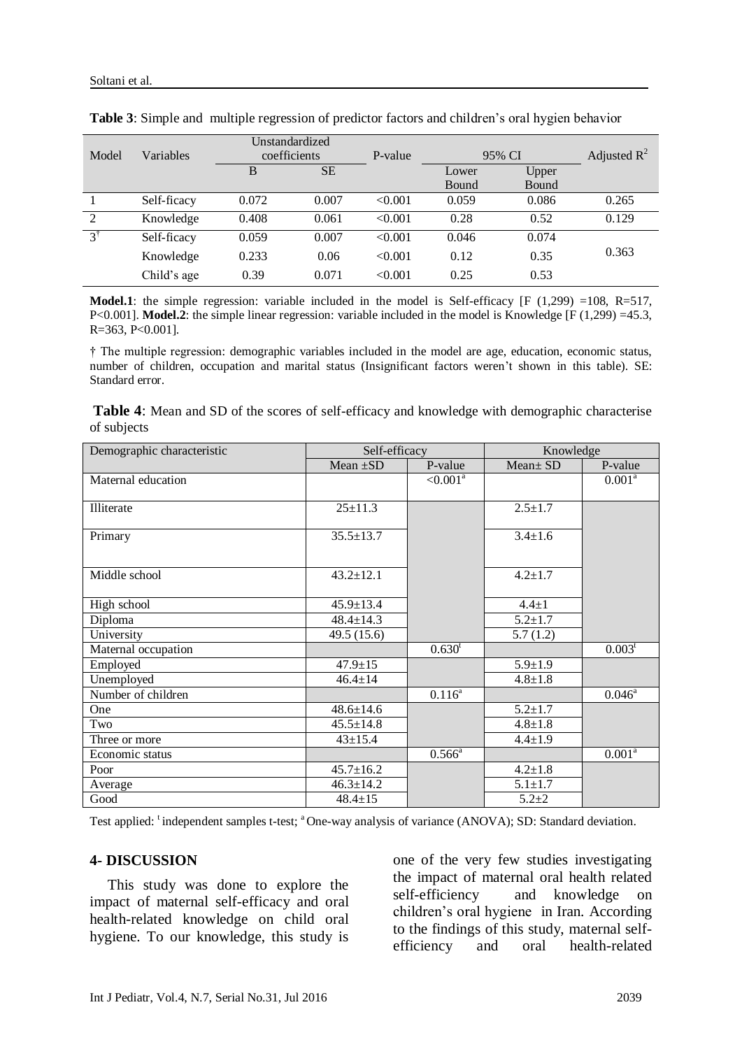**Table 3**: Simple and multiple regression of predictor factors and children's oral hygien behavior

| Model | Variables | Unstandardized coefficients | | P-value | 95% CI | | Adjusted $R^2$ |
|---|---|---|---|---|---|---|---|
| | | B | SE | | Lower Bound | Upper Bound | |
| 1 | Self-ficacy | 0.072 | 0.007 | <0.001 | 0.059 | 0.086 | 0.265 |
| 2 | Knowledge | 0.408 | 0.061 | <0.001 | 0.28 | 0.52 | 0.129 |
| 3[†] | Self-ficacy | 0.059 | 0.007 | <0.001 | 0.046 | 0.074 | 0.363 |
| | Knowledge | 0.233 | 0.06 | <0.001 | 0.12 | 0.35 | |
| | Child's age | 0.39 | 0.071 | <0.001 | 0.25 | 0.53 | |

**Model.1**: the simple regression: variable included in the model is Self-efficacy [F (1,299) =108, R=517, P<0.001]. **Model.2**: the simple linear regression: variable included in the model is Knowledge [F (1,299) =45.3, R=363, P<0.001].

† The multiple regression: demographic variables included in the model are age, education, economic status, number of children, occupation and marital status (Insignificant factors weren't shown in this table). SE: Standard error.

**Table 4**: Mean and SD of the scores of self-efficacy and knowledge with demographic characterise of subjects

| Demographic characteristic | Self-efficacy | | Knowledge | |
|---|---|---|---|---|
| | Mean ±SD | P-value | Mean± SD | P-value |
| Maternal education | | <0.001[a] | | 0.001[a] |
| Illiterate | 25±11.3 | | 2.5±1.7 | |
| Primary | 35.5±13.7 | | 3.4±1.6 | |
| Middle school | 43.2±12.1 | | 4.2±1.7 | |
| High school | 45.9±13.4 | | 4.4±1 | |
| Diploma | 48.4±14.3 | | 5.2±1.7 | |
| University | 49.5 (15.6) | | 5.7 (1.2) | |
| Maternal occupation | | 0.630[t] | | 0.003[t] |
| Employed | 47.9±15 | | 5.9±1.9 | |
| Unemployed | 46.4±14 | | 4.8±1.8 | |
| Number of children | | 0.116[a] | | 0.046[a] |
| One | 48.6±14.6 | | 5.2±1.7 | |
| Two | 45.5±14.8 | | 4.8±1.8 | |
| Three or more | 43±15.4 | | 4.4±1.9 | |
| Economic status | | 0.566[a] | | 0.001[a] |
| Poor | 45.7±16.2 | | 4.2±1.8 | |
| Average | 46.3±14.2 | | 5.1±1.7 | |
| Good | 48.4±15 | | 5.2±2 | |

Test applied: [t] independent samples t-test; [a] One-way analysis of variance (ANOVA); SD: Standard deviation.

## 4- DISCUSSION

This study was done to explore the impact of maternal self-efficacy and oral health-related knowledge on child oral hygiene. To our knowledge, this study is one of the very few studies investigating the impact of maternal oral health related self-efficiency and knowledge on children's oral hygiene in Iran. According to the findings of this study, maternal self-efficiency and oral health-related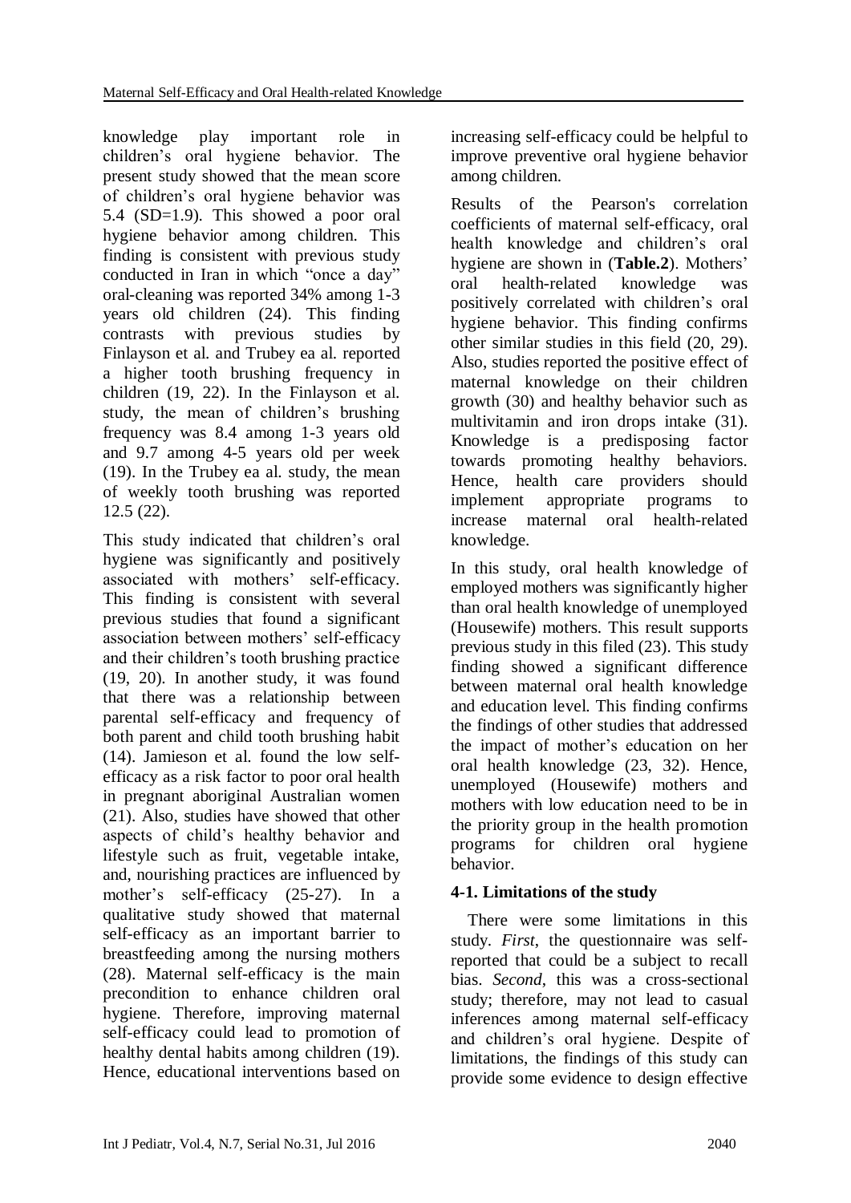knowledge play important role in children's oral hygiene behavior. The present study showed that the mean score of children's oral hygiene behavior was 5.4 (SD=1.9). This showed a poor oral hygiene behavior among children. This finding is consistent with previous study conducted in Iran in which "once a day" oral-cleaning was reported 34% among 1-3 years old children (24). This finding contrasts with previous studies by Finlayson et al. and Trubey ea al. reported a higher tooth brushing frequency in children (19, 22). In the Finlayson et al. study, the mean of children's brushing frequency was 8.4 among 1-3 years old and 9.7 among 4-5 years old per week (19). In the Trubey ea al. study, the mean of weekly tooth brushing was reported 12.5 (22).

This study indicated that children's oral hygiene was significantly and positively associated with mothers' self-efficacy. This finding is consistent with several previous studies that found a significant association between mothers' self-efficacy and their children's tooth brushing practice (19, 20). In another study, it was found that there was a relationship between parental self-efficacy and frequency of both parent and child tooth brushing habit (14). Jamieson et al. found the low self-efficacy as a risk factor to poor oral health in pregnant aboriginal Australian women (21). Also, studies have showed that other aspects of child's healthy behavior and lifestyle such as fruit, vegetable intake, and, nourishing practices are influenced by mother's self-efficacy (25-27). In a qualitative study showed that maternal self-efficacy as an important barrier to breastfeeding among the nursing mothers (28). Maternal self-efficacy is the main precondition to enhance children oral hygiene. Therefore, improving maternal self-efficacy could lead to promotion of healthy dental habits among children (19). Hence, educational interventions based on increasing self-efficacy could be helpful to improve preventive oral hygiene behavior among children.

Results of the Pearson's correlation coefficients of maternal self-efficacy, oral health knowledge and children's oral hygiene are shown in (**Table.2**). Mothers' oral health-related knowledge was positively correlated with children's oral hygiene behavior. This finding confirms other similar studies in this field (20, 29). Also, studies reported the positive effect of maternal knowledge on their children growth (30) and healthy behavior such as multivitamin and iron drops intake (31). Knowledge is a predisposing factor towards promoting healthy behaviors. Hence, health care providers should implement appropriate programs to increase maternal oral health-related knowledge.

In this study, oral health knowledge of employed mothers was significantly higher than oral health knowledge of unemployed (Housewife) mothers. This result supports previous study in this filed (23). This study finding showed a significant difference between maternal oral health knowledge and education level. This finding confirms the findings of other studies that addressed the impact of mother's education on her oral health knowledge (23, 32). Hence, unemployed (Housewife) mothers and mothers with low education need to be in the priority group in the health promotion programs for children oral hygiene behavior.

### 4-1. Limitations of the study

There were some limitations in this study. *First*, the questionnaire was self-reported that could be a subject to recall bias. *Second*, this was a cross-sectional study; therefore, may not lead to casual inferences among maternal self-efficacy and children's oral hygiene. Despite of limitations, the findings of this study can provide some evidence to design effective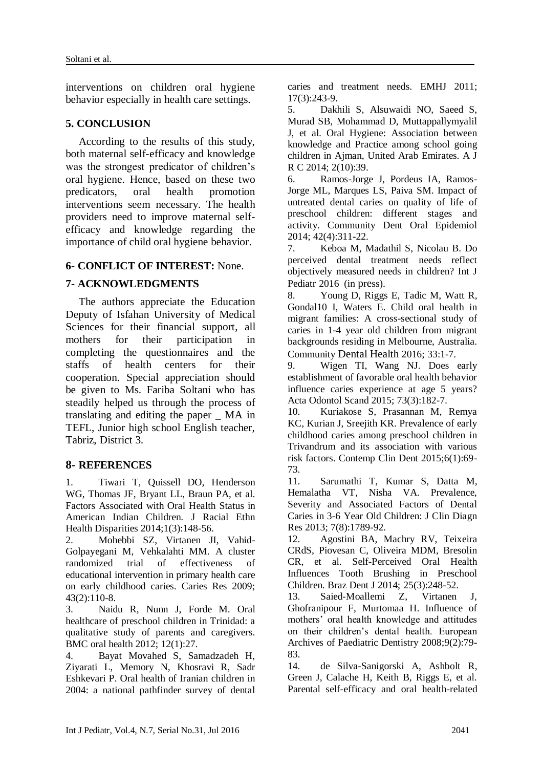interventions on children oral hygiene behavior especially in health care settings.

## 5. CONCLUSION

According to the results of this study, both maternal self-efficacy and knowledge was the strongest predicator of children's oral hygiene. Hence, based on these two predicators, oral health promotion interventions seem necessary. The health providers need to improve maternal self-efficacy and knowledge regarding the importance of child oral hygiene behavior.

## 6- CONFLICT OF INTEREST: None.

## 7- ACKNOWLEDGMENTS

The authors appreciate the Education Deputy of Isfahan University of Medical Sciences for their financial support, all mothers for their participation in completing the questionnaires and the staffs of health centers for their cooperation. Special appreciation should be given to Ms. Fariba Soltani who has steadily helped us through the process of translating and editing the paper _ MA in TEFL, Junior high school English teacher, Tabriz, District 3.

## 8- REFERENCES

1. Tiwari T, Quissell DO, Henderson WG, Thomas JF, Bryant LL, Braun PA, et al. Factors Associated with Oral Health Status in American Indian Children. J Racial Ethn Health Disparities 2014;1(3):148-56.
2. Mohebbi SZ, Virtanen JI, Vahid-Golpayegani M, Vehkalahti MM. A cluster randomized trial of effectiveness of educational intervention in primary health care on early childhood caries. Caries Res 2009; 43(2):110-8.
3. Naidu R, Nunn J, Forde M. Oral healthcare of preschool children in Trinidad: a qualitative study of parents and caregivers. BMC oral health 2012; 12(1):27.
4. Bayat Movahed S, Samadzadeh H, Ziyarati L, Memory N, Khosravi R, Sadr Eshkevari P. Oral health of Iranian children in 2004: a national pathfinder survey of dental caries and treatment needs. EMHJ 2011; 17(3):243-9.
5. Dakhili S, Alsuwaidi NO, Saeed S, Murad SB, Mohammad D, Muttappallymyalil J, et al. Oral Hygiene: Association between knowledge and Practice among school going children in Ajman, United Arab Emirates. A J R C 2014; 2(10):39.
6. Ramos-Jorge J, Pordeus IA, Ramos-Jorge ML, Marques LS, Paiva SM. Impact of untreated dental caries on quality of life of preschool children: different stages and activity. Community Dent Oral Epidemiol 2014; 42(4):311-22.
7. Keboa M, Madathil S, Nicolau B. Do perceived dental treatment needs reflect objectively measured needs in children? Int J Pediatr 2016 (in press).
8. Young D, Riggs E, Tadic M, Watt R, Gondal10 I, Waters E. Child oral health in migrant families: A cross-sectional study of caries in 1-4 year old children from migrant backgrounds residing in Melbourne, Australia. Community Dental Health 2016; 33:1-7.
9. Wigen TI, Wang NJ. Does early establishment of favorable oral health behavior influence caries experience at age 5 years? Acta Odontol Scand 2015; 73(3):182-7.
10. Kuriakose S, Prasannan M, Remya KC, Kurian J, Sreejith KR. Prevalence of early childhood caries among preschool children in Trivandrum and its association with various risk factors. Contemp Clin Dent 2015;6(1):69-73.
11. Sarumathi T, Kumar S, Datta M, Hemalatha VT, Nisha VA. Prevalence, Severity and Associated Factors of Dental Caries in 3-6 Year Old Children: J Clin Diagn Res 2013; 7(8):1789-92.
12. Agostini BA, Machry RV, Teixeira CRdS, Piovesan C, Oliveira MDM, Bresolin CR, et al. Self-Perceived Oral Health Influences Tooth Brushing in Preschool Children. Braz Dent J 2014; 25(3):248-52.
13. Saied-Moallemi Z, Virtanen J, Ghofranipour F, Murtomaa H. Influence of mothers' oral health knowledge and attitudes on their children's dental health. European Archives of Paediatric Dentistry 2008;9(2):79-83.
14. de Silva-Sanigorski A, Ashbolt R, Green J, Calache H, Keith B, Riggs E, et al. Parental self-efficacy and oral health-related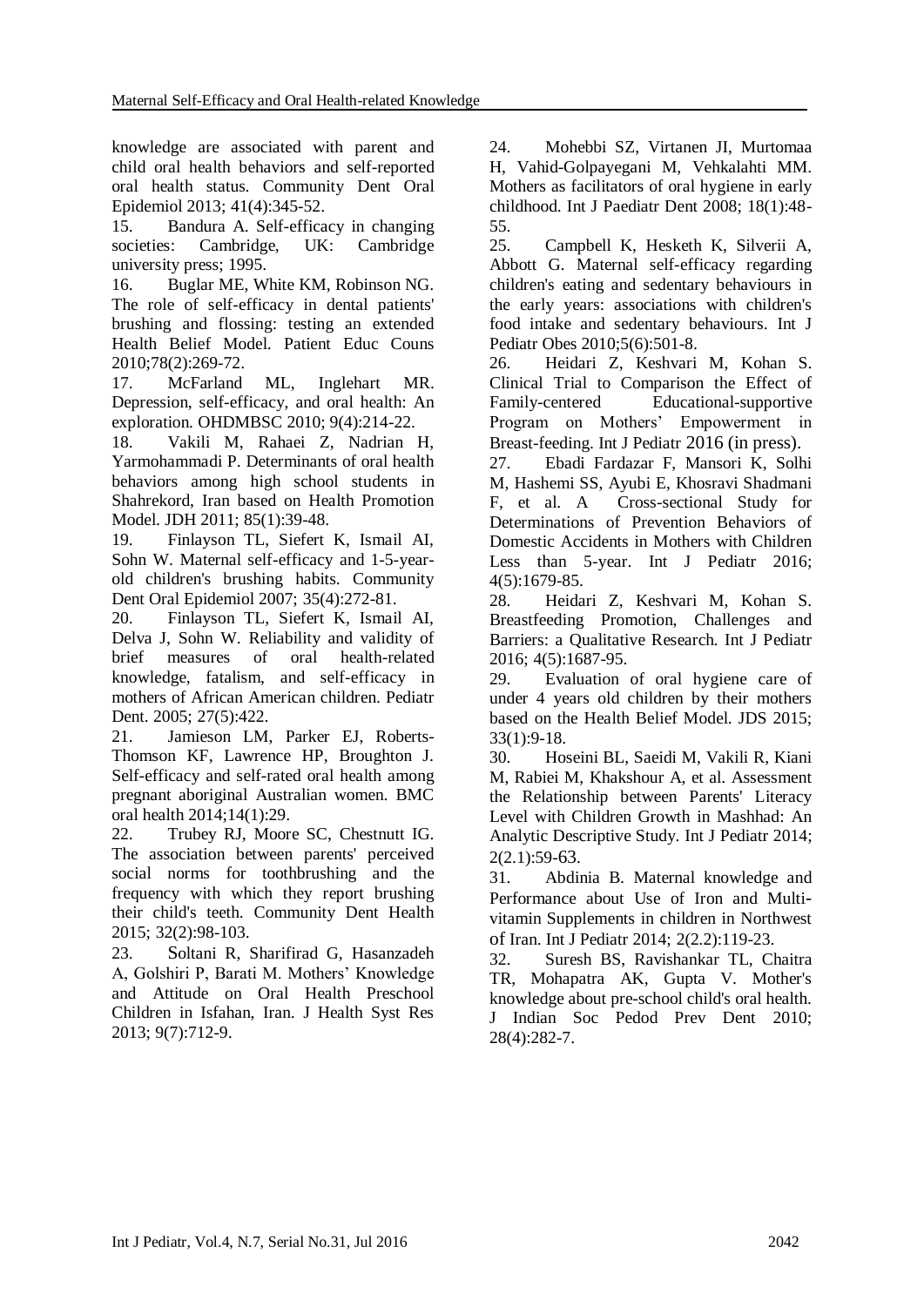knowledge are associated with parent and child oral health behaviors and self-reported oral health status. Community Dent Oral Epidemiol 2013; 41(4):345-52.

15. Bandura A. Self-efficacy in changing societies: Cambridge, UK: Cambridge university press; 1995.

16. Buglar ME, White KM, Robinson NG. The role of self-efficacy in dental patients' brushing and flossing: testing an extended Health Belief Model. Patient Educ Couns 2010;78(2):269-72.

17. McFarland ML, Inglehart MR. Depression, self-efficacy, and oral health: An exploration. OHDMBSC 2010; 9(4):214-22.

18. Vakili M, Rahaei Z, Nadrian H, Yarmohammadi P. Determinants of oral health behaviors among high school students in Shahrekord, Iran based on Health Promotion Model. JDH 2011; 85(1):39-48.

19. Finlayson TL, Siefert K, Ismail AI, Sohn W. Maternal self-efficacy and 1-5-year-old children's brushing habits. Community Dent Oral Epidemiol 2007; 35(4):272-81.

20. Finlayson TL, Siefert K, Ismail AI, Delva J, Sohn W. Reliability and validity of brief measures of oral health-related knowledge, fatalism, and self-efficacy in mothers of African American children. Pediatr Dent. 2005; 27(5):422.

21. Jamieson LM, Parker EJ, Roberts-Thomson KF, Lawrence HP, Broughton J. Self-efficacy and self-rated oral health among pregnant aboriginal Australian women. BMC oral health 2014;14(1):29.

22. Trubey RJ, Moore SC, Chestnutt IG. The association between parents' perceived social norms for toothbrushing and the frequency with which they report brushing their child's teeth. Community Dent Health 2015; 32(2):98-103.

23. Soltani R, Sharifirad G, Hasanzadeh A, Golshiri P, Barati M. Mothers' Knowledge and Attitude on Oral Health Preschool Children in Isfahan, Iran. J Health Syst Res 2013; 9(7):712-9.

24. Mohebbi SZ, Virtanen JI, Murtomaa H, Vahid-Golpayegani M, Vehkalahti MM. Mothers as facilitators of oral hygiene in early childhood. Int J Paediatr Dent 2008; 18(1):48-55.

25. Campbell K, Hesketh K, Silverii A, Abbott G. Maternal self-efficacy regarding children's eating and sedentary behaviours in the early years: associations with children's food intake and sedentary behaviours. Int J Pediatr Obes 2010;5(6):501-8.

26. Heidari Z, Keshvari M, Kohan S. Clinical Trial to Comparison the Effect of Family-centered Educational-supportive Program on Mothers' Empowerment in Breast-feeding. Int J Pediatr 2016 (in press).

27. Ebadi Fardazar F, Mansori K, Solhi M, Hashemi SS, Ayubi E, Khosravi Shadmani F, et al. A Cross-sectional Study for Determinations of Prevention Behaviors of Domestic Accidents in Mothers with Children Less than 5-year. Int J Pediatr 2016; 4(5):1679-85.

28. Heidari Z, Keshvari M, Kohan S. Breastfeeding Promotion, Challenges and Barriers: a Qualitative Research. Int J Pediatr 2016; 4(5):1687-95.

29. Evaluation of oral hygiene care of under 4 years old children by their mothers based on the Health Belief Model. JDS 2015; 33(1):9-18.

30. Hoseini BL, Saeidi M, Vakili R, Kiani M, Rabiei M, Khakshour A, et al. Assessment the Relationship between Parents' Literacy Level with Children Growth in Mashhad: An Analytic Descriptive Study. Int J Pediatr 2014; 2(2.1):59-63.

31. Abdinia B. Maternal knowledge and Performance about Use of Iron and Multi-vitamin Supplements in children in Northwest of Iran. Int J Pediatr 2014; 2(2.2):119-23.

32. Suresh BS, Ravishankar TL, Chaitra TR, Mohapatra AK, Gupta V. Mother's knowledge about pre-school child's oral health. J Indian Soc Pedod Prev Dent 2010; 28(4):282-7.